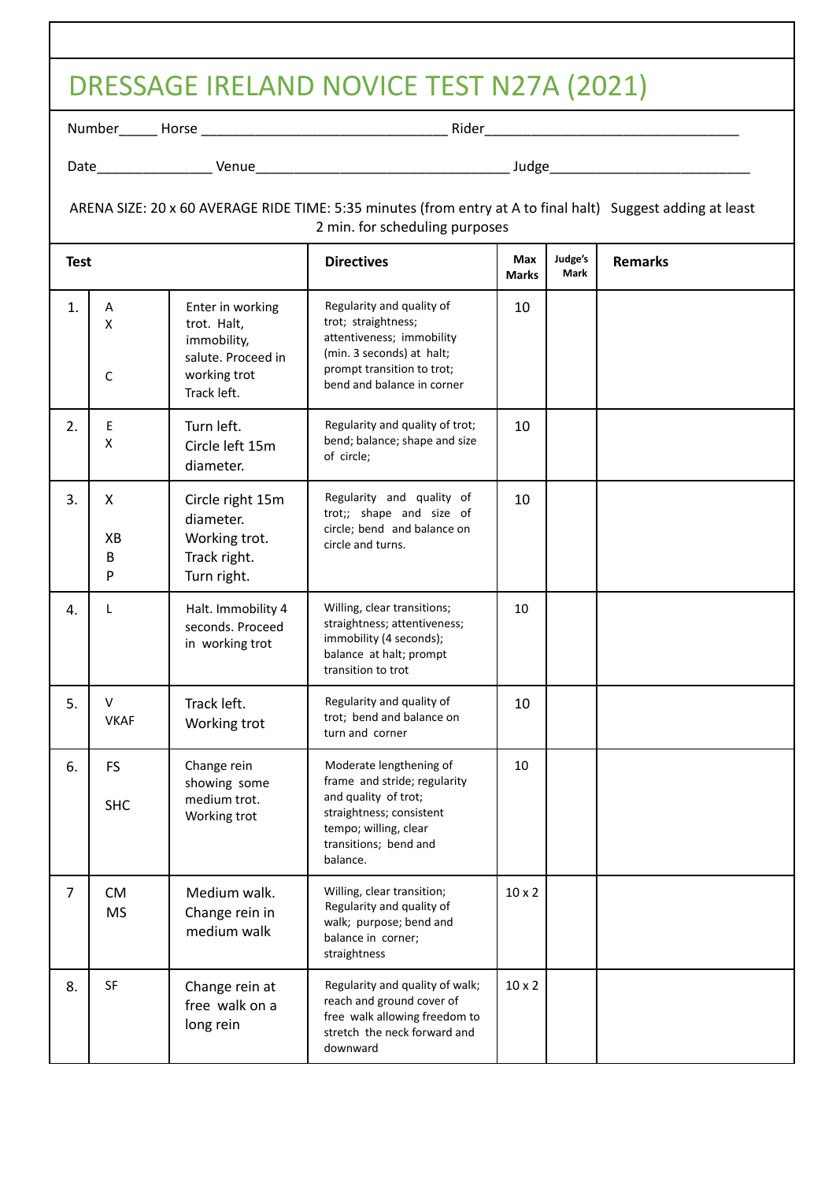# DRESSAGE IRELAND NOVICE TEST N27A (2021)

Number_____ Horse ________________________________ Rider__________________________________

Date_______________ Venue__________________________________ Judge__________________________

ARENA SIZE: 20 x 60 AVERAGE RIDE TIME: 5:35 minutes (from entry at A to final halt) Suggest adding at least 2 min. for scheduling purposes

| Test | | | Directives | Max Marks | Judge's Mark | Remarks |
|---|---|---|---|---|---|---|
| 1. | A<br>X<br><br>C | Enter in working trot. Halt, immobility, salute. Proceed in working trot<br>Track left. | Regularity and quality of trot; straightness; attentiveness; immobility (min. 3 seconds) at halt; prompt transition to trot; bend and balance in corner | 10 | | |
| 2. | E<br>X | Turn left.<br>Circle left 15m diameter. | Regularity and quality of trot; bend; balance; shape and size of circle; | 10 | | |
| 3. | X<br><br>XB<br>B<br>P | Circle right 15m diameter.<br>Working trot.<br>Track right.<br>Turn right. | Regularity and quality of trot;; shape and size of circle; bend and balance on circle and turns. | 10 | | |
| 4. | L | Halt. Immobility 4 seconds. Proceed in working trot | Willing, clear transitions; straightness; attentiveness; immobility (4 seconds); balance at halt; prompt transition to trot | 10 | | |
| 5. | V<br>VKAF | Track left.<br>Working trot | Regularity and quality of trot; bend and balance on turn and corner | 10 | | |
| 6. | FS<br><br>SHC | Change rein showing some medium trot.<br>Working trot | Moderate lengthening of frame and stride; regularity and quality of trot; straightness; consistent tempo; willing, clear transitions; bend and balance. | 10 | | |
| 7 | CM<br>MS | Medium walk.<br>Change rein in medium walk | Willing, clear transition; Regularity and quality of walk; purpose; bend and balance in corner; straightness | 10 x 2 | | |
| 8. | SF | Change rein at free walk on a long rein | Regularity and quality of walk; reach and ground cover of free walk allowing freedom to stretch the neck forward and downward | 10 x 2 | | |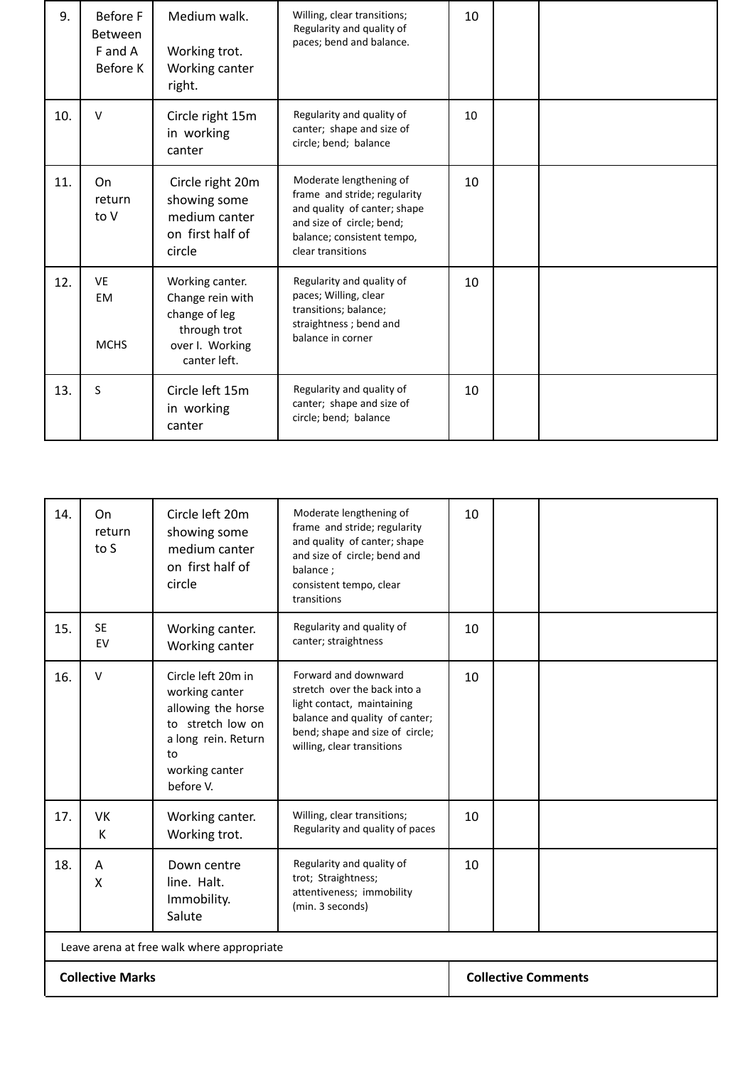| | | | | | | |
|---|---|---|---|---|---|---|
| 9. | Before F<br>Between F and A<br>Before K | Medium walk.<br><br>Working trot.<br>Working canter right. | Willing, clear transitions; Regularity and quality of paces; bend and balance. | 10 | | |
| 10. | V | Circle right 15m in working canter | Regularity and quality of canter; shape and size of circle; bend; balance | 10 | | |
| 11. | On return to V | Circle right 20m showing some medium canter on first half of circle | Moderate lengthening of frame and stride; regularity and quality of canter; shape and size of circle; bend; balance; consistent tempo, clear transitions | 10 | | |
| 12. | VE<br>EM<br><br>MCHS | Working canter. Change rein with change of leg through trot over I. Working canter left. | Regularity and quality of paces; Willing, clear transitions; balance; straightness ; bend and balance in corner | 10 | | |
| 13. | S | Circle left 15m in working canter | Regularity and quality of canter; shape and size of circle; bend; balance | 10 | | |

| | | | | | | |
|---|---|---|---|---|---|---|
| 14. | On return to S | Circle left 20m showing some medium canter on first half of circle | Moderate lengthening of frame and stride; regularity and quality of canter; shape and size of circle; bend and balance ;<br>consistent tempo, clear transitions | 10 | | |
| 15. | SE<br>EV | Working canter.<br>Working canter | Regularity and quality of canter; straightness | 10 | | |
| 16. | V | Circle left 20m in working canter allowing the horse to stretch low on a long rein. Return to working canter before V. | Forward and downward stretch over the back into a light contact, maintaining balance and quality of canter; bend; shape and size of circle; willing, clear transitions | 10 | | |
| 17. | VK<br>K | Working canter.<br>Working trot. | Willing, clear transitions; Regularity and quality of paces | 10 | | |
| 18. | A<br>X | Down centre line. Halt. Immobility. Salute | Regularity and quality of trot; Straightness; attentiveness; immobility (min. 3 seconds) | 10 | | |
| Leave arena at free walk where appropriate | | | | | | |
| **Collective Marks** | | | | **Collective Comments** | | |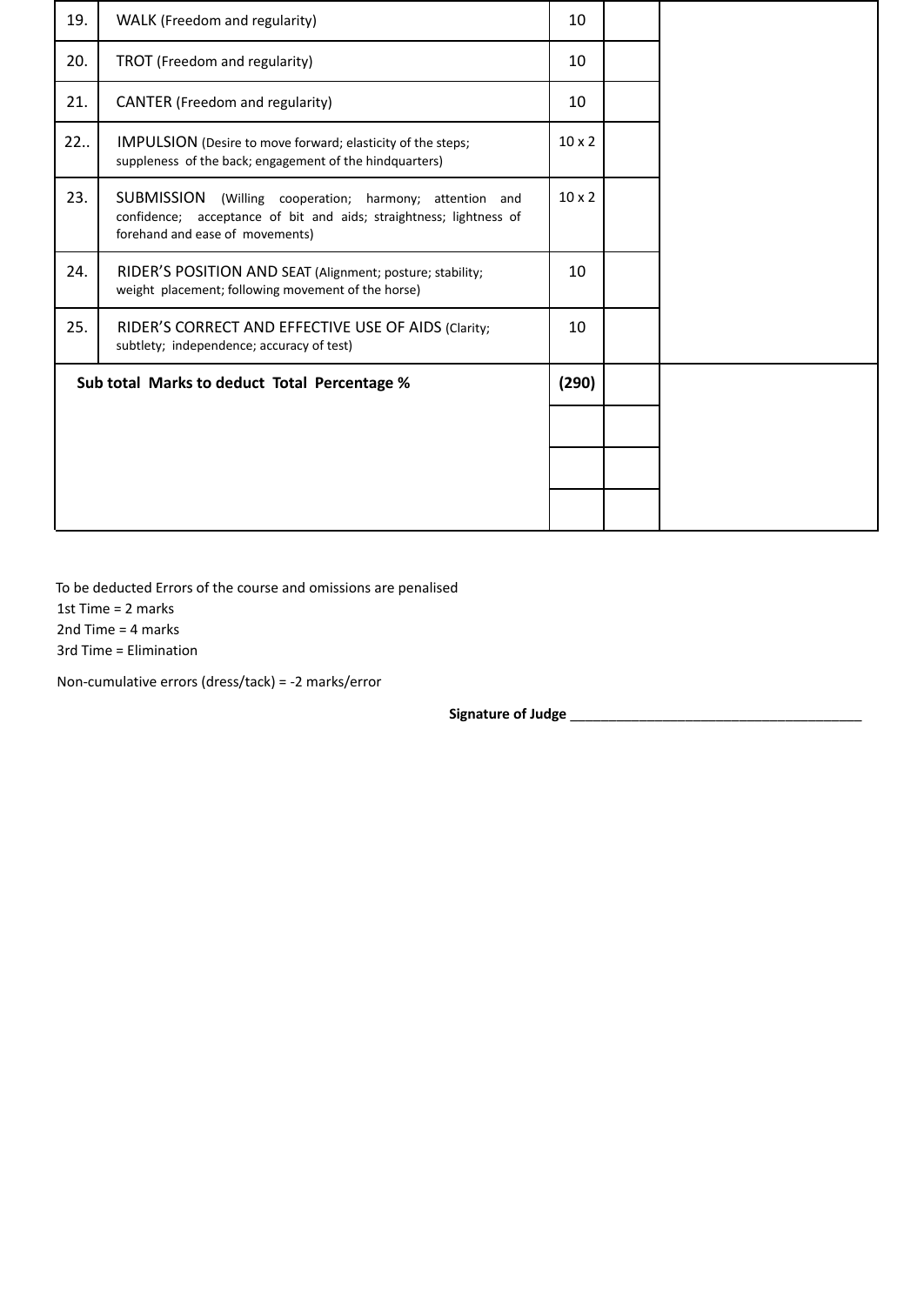| | | | | |
|---|---|---|---|---|
| 19. | WALK (Freedom and regularity) | 10 | | |
| 20. | TROT (Freedom and regularity) | 10 | | |
| 21. | CANTER (Freedom and regularity) | 10 | | |
| 22.. | IMPULSION (Desire to move forward; elasticity of the steps; suppleness of the back; engagement of the hindquarters) | 10 x 2 | | |
| 23. | SUBMISSION (Willing cooperation; harmony; attention and confidence; acceptance of bit and aids; straightness; lightness of forehand and ease of movements) | 10 x 2 | | |
| 24. | RIDER'S POSITION AND SEAT (Alignment; posture; stability; weight placement; following movement of the horse) | 10 | | |
| 25. | RIDER'S CORRECT AND EFFECTIVE USE OF AIDS (Clarity; subtlety; independence; accuracy of test) | 10 | | |
| **Sub total Marks to deduct Total Percentage %** | | **(290)** | | |
| | | | | |
| | | | | |
| | | | | |

To be deducted Errors of the course and omissions are penalised
1st Time = 2 marks
2nd Time = 4 marks
3rd Time = Elimination

Non-cumulative errors (dress/tack) = -2 marks/error

**Signature of Judge** ________________________________________